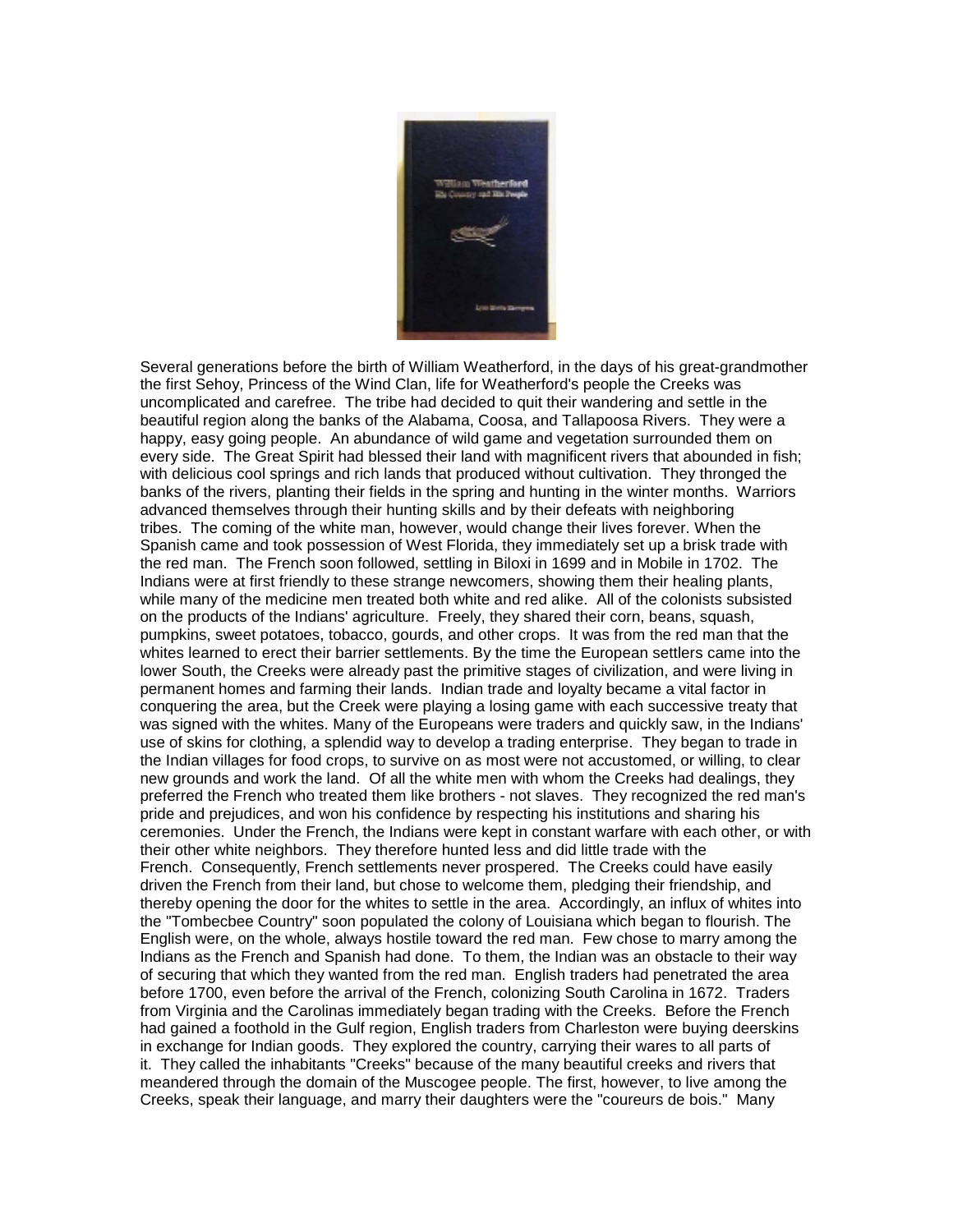Several generations before the birth of William Weatherford, in the days of his great-grandmother the first Sehoy, Princess of the Wind Clan, life for Weatherford's people the Creeks was uncomplicated and carefree. The tribe had decided to quit their wandering and settle in the beautiful region along the banks of the Alabama, Coosa, and Tallapoosa Rivers. They were a happy, easy going people. An abundance of wild game and vegetation surrounded them on every side. The Great Spirit had blessed their land with magnificent rivers that abounded in fish; with delicious cool springs and rich lands that produced without cultivation. They thronged the banks of the rivers, planting their fields in the spring and hunting in the winter months. Warriors advanced themselves through their hunting skills and by their defeats with neighboring tribes. The coming of the white man, however, would change their lives forever. When the Spanish came and took possession of West Florida, they immediately set up a brisk trade with the red man. The French soon followed, settling in Biloxi in 1699 and in Mobile in 1702. The Indians were at first friendly to these strange newcomers, showing them their healing plants, while many of the medicine men treated both white and red alike. All of the colonists subsisted on the products of the Indians' agriculture. Freely, they shared their corn, beans, squash, pumpkins, sweet potatoes, tobacco, gourds, and other crops. It was from the red man that the whites learned to erect their barrier settlements. By the time the European settlers came into the lower South, the Creeks were already past the primitive stages of civilization, and were living in permanent homes and farming their lands. Indian trade and loyalty became a vital factor in conquering the area, but the Creek were playing a losing game with each successive treaty that was signed with the whites. Many of the Europeans were traders and quickly saw, in the Indians' use of skins for clothing, a splendid way to develop a trading enterprise. They began to trade in the Indian villages for food crops, to survive on as most were not accustomed, or willing, to clear new grounds and work the land. Of all the white men with whom the Creeks had dealings, they preferred the French who treated them like brothers - not slaves. They recognized the red man's pride and prejudices, and won his confidence by respecting his institutions and sharing his ceremonies. Under the French, the Indians were kept in constant warfare with each other, or with their other white neighbors. They therefore hunted less and did little trade with the French. Consequently, French settlements never prospered. The Creeks could have easily driven the French from their land, but chose to welcome them, pledging their friendship, and thereby opening the door for the whites to settle in the area. Accordingly, an influx of whites into the "Tombecbee Country" soon populated the colony of Louisiana which began to flourish. The English were, on the whole, always hostile toward the red man. Few chose to marry among the Indians as the French and Spanish had done. To them, the Indian was an obstacle to their way of securing that which they wanted from the red man. English traders had penetrated the area before 1700, even before the arrival of the French, colonizing South Carolina in 1672. Traders from Virginia and the Carolinas immediately began trading with the Creeks. Before the French had gained a foothold in the Gulf region, English traders from Charleston were buying deerskins in exchange for Indian goods. They explored the country, carrying their wares to all parts of it. They called the inhabitants "Creeks" because of the many beautiful creeks and rivers that meandered through the domain of the Muscogee people. The first, however, to live among the Creeks, speak their language, and marry their daughters were the "coureurs de bois." Many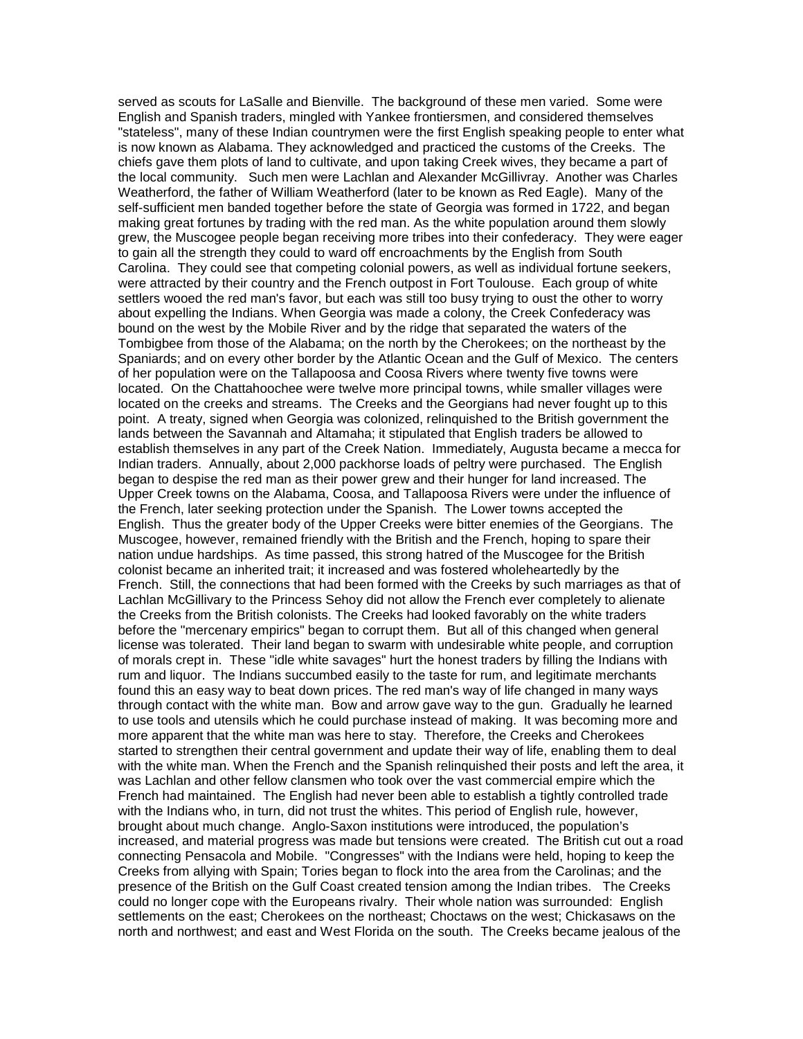served as scouts for LaSalle and Bienville. The background of these men varied. Some were English and Spanish traders, mingled with Yankee frontiersmen, and considered themselves "stateless", many of these Indian countrymen were the first English speaking people to enter what is now known as Alabama. They acknowledged and practiced the customs of the Creeks. The chiefs gave them plots of land to cultivate, and upon taking Creek wives, they became a part of the local community. Such men were Lachlan and Alexander McGillivray. Another was Charles Weatherford, the father of William Weatherford (later to be known as Red Eagle). Many of the self-sufficient men banded together before the state of Georgia was formed in 1722, and began making great fortunes by trading with the red man. As the white population around them slowly grew, the Muscogee people began receiving more tribes into their confederacy. They were eager to gain all the strength they could to ward off encroachments by the English from South Carolina. They could see that competing colonial powers, as well as individual fortune seekers, were attracted by their country and the French outpost in Fort Toulouse. Each group of white settlers wooed the red man's favor, but each was still too busy trying to oust the other to worry about expelling the Indians. When Georgia was made a colony, the Creek Confederacy was bound on the west by the Mobile River and by the ridge that separated the waters of the Tombigbee from those of the Alabama; on the north by the Cherokees; on the northeast by the Spaniards; and on every other border by the Atlantic Ocean and the Gulf of Mexico. The centers of her population were on the Tallapoosa and Coosa Rivers where twenty five towns were located. On the Chattahoochee were twelve more principal towns, while smaller villages were located on the creeks and streams. The Creeks and the Georgians had never fought up to this point. A treaty, signed when Georgia was colonized, relinquished to the British government the lands between the Savannah and Altamaha; it stipulated that English traders be allowed to establish themselves in any part of the Creek Nation. Immediately, Augusta became a mecca for Indian traders. Annually, about 2,000 packhorse loads of peltry were purchased. The English began to despise the red man as their power grew and their hunger for land increased. The Upper Creek towns on the Alabama, Coosa, and Tallapoosa Rivers were under the influence of the French, later seeking protection under the Spanish. The Lower towns accepted the English. Thus the greater body of the Upper Creeks were bitter enemies of the Georgians. The Muscogee, however, remained friendly with the British and the French, hoping to spare their nation undue hardships. As time passed, this strong hatred of the Muscogee for the British colonist became an inherited trait; it increased and was fostered wholeheartedly by the French. Still, the connections that had been formed with the Creeks by such marriages as that of Lachlan McGillivary to the Princess Sehoy did not allow the French ever completely to alienate the Creeks from the British colonists. The Creeks had looked favorably on the white traders before the "mercenary empirics" began to corrupt them. But all of this changed when general license was tolerated. Their land began to swarm with undesirable white people, and corruption of morals crept in. These "idle white savages" hurt the honest traders by filling the Indians with rum and liquor. The Indians succumbed easily to the taste for rum, and legitimate merchants found this an easy way to beat down prices. The red man's way of life changed in many ways through contact with the white man. Bow and arrow gave way to the gun. Gradually he learned to use tools and utensils which he could purchase instead of making. It was becoming more and more apparent that the white man was here to stay. Therefore, the Creeks and Cherokees started to strengthen their central government and update their way of life, enabling them to deal with the white man. When the French and the Spanish relinquished their posts and left the area, it was Lachlan and other fellow clansmen who took over the vast commercial empire which the French had maintained. The English had never been able to establish a tightly controlled trade with the Indians who, in turn, did not trust the whites. This period of English rule, however, brought about much change. Anglo-Saxon institutions were introduced, the population's increased, and material progress was made but tensions were created. The British cut out a road connecting Pensacola and Mobile. "Congresses" with the Indians were held, hoping to keep the Creeks from allying with Spain; Tories began to flock into the area from the Carolinas; and the presence of the British on the Gulf Coast created tension among the Indian tribes. The Creeks could no longer cope with the Europeans rivalry. Their whole nation was surrounded: English settlements on the east; Cherokees on the northeast; Choctaws on the west; Chickasaws on the north and northwest; and east and West Florida on the south. The Creeks became jealous of the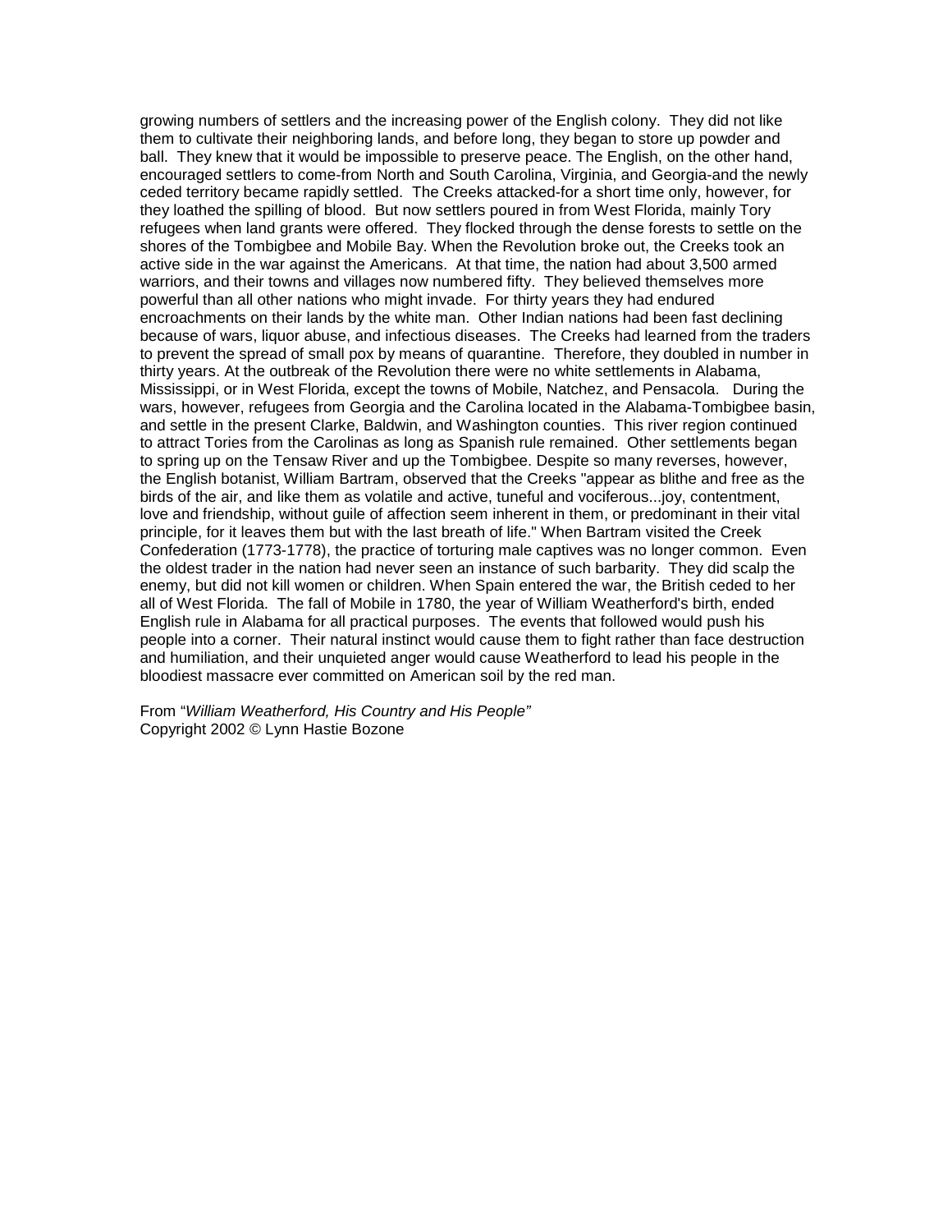growing numbers of settlers and the increasing power of the English colony. They did not like them to cultivate their neighboring lands, and before long, they began to store up powder and ball. They knew that it would be impossible to preserve peace. The English, on the other hand, encouraged settlers to come-from North and South Carolina, Virginia, and Georgia-and the newly ceded territory became rapidly settled. The Creeks attacked-for a short time only, however, for they loathed the spilling of blood. But now settlers poured in from West Florida, mainly Tory refugees when land grants were offered. They flocked through the dense forests to settle on the shores of the Tombigbee and Mobile Bay. When the Revolution broke out, the Creeks took an active side in the war against the Americans. At that time, the nation had about 3,500 armed warriors, and their towns and villages now numbered fifty. They believed themselves more powerful than all other nations who might invade. For thirty years they had endured encroachments on their lands by the white man. Other Indian nations had been fast declining because of wars, liquor abuse, and infectious diseases. The Creeks had learned from the traders to prevent the spread of small pox by means of quarantine. Therefore, they doubled in number in thirty years. At the outbreak of the Revolution there were no white settlements in Alabama, Mississippi, or in West Florida, except the towns of Mobile, Natchez, and Pensacola. During the wars, however, refugees from Georgia and the Carolina located in the Alabama-Tombigbee basin, and settle in the present Clarke, Baldwin, and Washington counties. This river region continued to attract Tories from the Carolinas as long as Spanish rule remained. Other settlements began to spring up on the Tensaw River and up the Tombigbee. Despite so many reverses, however, the English botanist, William Bartram, observed that the Creeks "appear as blithe and free as the birds of the air, and like them as volatile and active, tuneful and vociferous...joy, contentment, love and friendship, without guile of affection seem inherent in them, or predominant in their vital principle, for it leaves them but with the last breath of life." When Bartram visited the Creek Confederation (1773-1778), the practice of torturing male captives was no longer common. Even the oldest trader in the nation had never seen an instance of such barbarity. They did scalp the enemy, but did not kill women or children. When Spain entered the war, the British ceded to her all of West Florida. The fall of Mobile in 1780, the year of William Weatherford's birth, ended English rule in Alabama for all practical purposes. The events that followed would push his people into a corner. Their natural instinct would cause them to fight rather than face destruction and humiliation, and their unquieted anger would cause Weatherford to lead his people in the bloodiest massacre ever committed on American soil by the red man.

From "*William Weatherford, His Country and His People"*
Copyright 2002 © Lynn Hastie Bozone